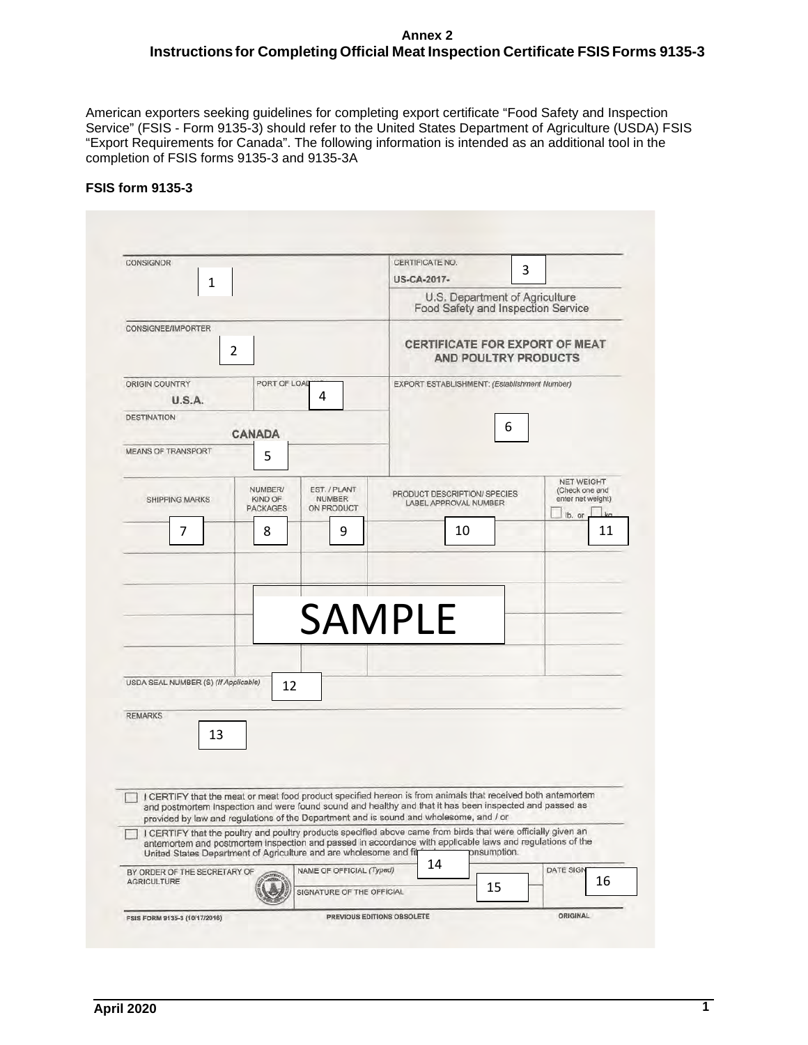**Annex 2**

**Instructions for Completing Official Meat Inspection Certificate FSIS Forms 9135-3**

American exporters seeking guidelines for completing export certificate "Food Safety and Inspection Service" (FSIS - Form 9135-3) should refer to the United States Department of Agriculture (USDA) FSIS "Export Requirements for Canada". The following information is intended as an additional tool in the completion of FSIS forms 9135-3 and 9135-3A

**FSIS form 9135-3**

| CONSIGNOR | | CERTIFICATE NO. |
|---|---|---|
| 1 | | US-CA-2017- 3 |
| | | U.S. Department of Agriculture Food Safety and Inspection Service |
| CONSIGNEE/IMPORTER | | CERTIFICATE FOR EXPORT OF MEAT AND POULTRY PRODUCTS |
| 2 | | |
| ORIGIN COUNTRY | PORT OF LOADING | EXPORT ESTABLISHMENT: (Establishment Number) |
| U.S.A. | 4 | 6 |
| DESTINATION | | |
| CANADA | | |
| MEANS OF TRANSPORT | | |
| 5 | | |

| SHIPPING MARKS | NUMBER/ KIND OF PACKAGES | EST. / PLANT NUMBER ON PRODUCT | PRODUCT DESCRIPTION/ SPECIES LABEL APPROVAL NUMBER | NET WEIGHT (Check one and enter net weight) ☐ lb. or ☐ kg |
|---|---|---|---|---|
| 7 | 8 | 9 | 10 | 11 |

SAMPLE

USDA SEAL NUMBER (S) (If Applicable) 12

REMARKS 13

☐ I CERTIFY that the meat or meat food product specified hereon is from animals that received both antemortem and postmortem inspection and were found sound and healthy and that it has been inspected and passed as provided by law and regulations of the Department and is sound and wholesome, and / or

☐ I CERTIFY that the poultry and poultry products specified above came from birds that were officially given an antemortem and postmortem inspection and passed in accordance with applicable laws and regulations of the United States Department of Agriculture and are wholesome and fit for human consumption.

| BY ORDER OF THE SECRETARY OF AGRICULTURE | NAME OF OFFICIAL (Typed) 14 | DATE SIGNED 16 |
|---|---|---|
| | SIGNATURE OF THE OFFICIAL 15 | |

FSIS FORM 9135-3 (10/17/2016) PREVIOUS EDITIONS OBSOLETE ORIGINAL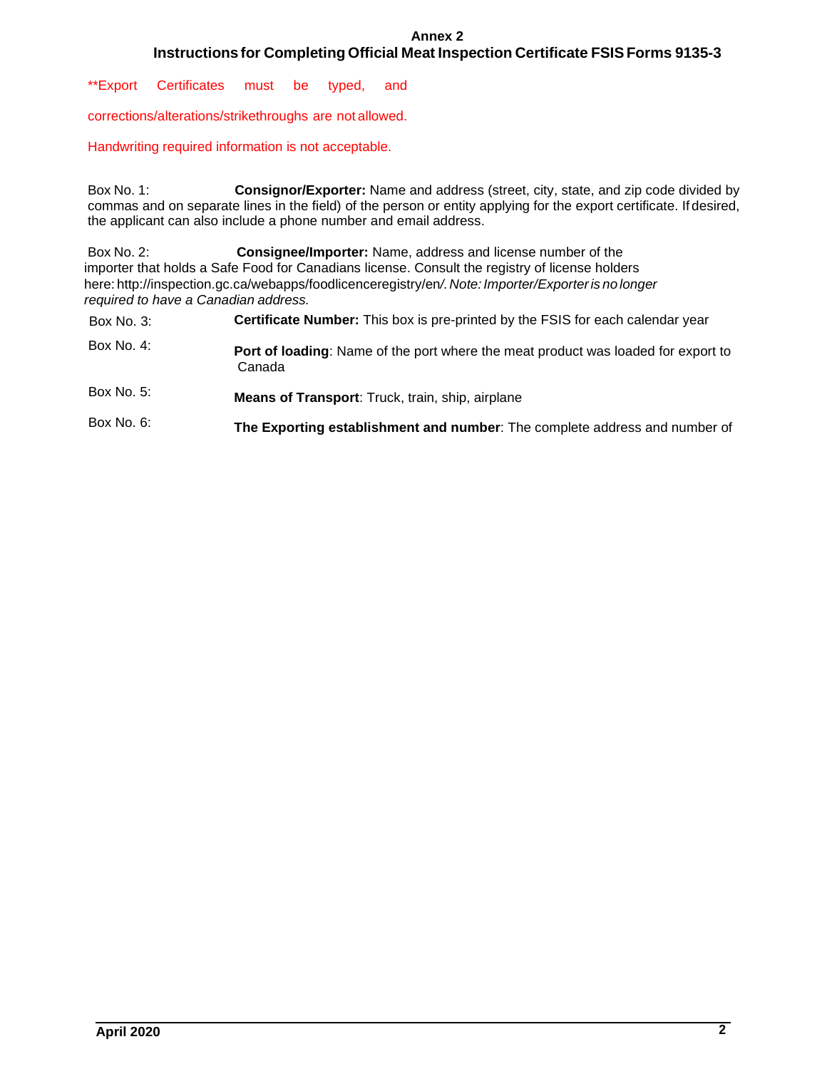**Annex 2**

**Instructions for Completing Official Meat Inspection Certificate FSIS Forms 9135-3**

**Export Certificates must be typed, and

corrections/alterations/strikethroughs are not allowed.

Handwriting required information is not acceptable.

Box No. 1: **Consignor/Exporter:** Name and address (street, city, state, and zip code divided by commas and on separate lines in the field) of the person or entity applying for the export certificate. If desired, the applicant can also include a phone number and email address.

Box No. 2: **Consignee/Importer:** Name, address and license number of the importer that holds a Safe Food for Canadians license. Consult the registry of license holders here: http://inspection.gc.ca/webapps/foodlicenceregistry/en/. *Note: Importer/Exporter is no longer required to have a Canadian address.*

Box No. 3: **Certificate Number:** This box is pre-printed by the FSIS for each calendar year

Box No. 4: **Port of loading**: Name of the port where the meat product was loaded for export to Canada

Box No. 5: **Means of Transport**: Truck, train, ship, airplane

Box No. 6: **The Exporting establishment and number**: The complete address and number of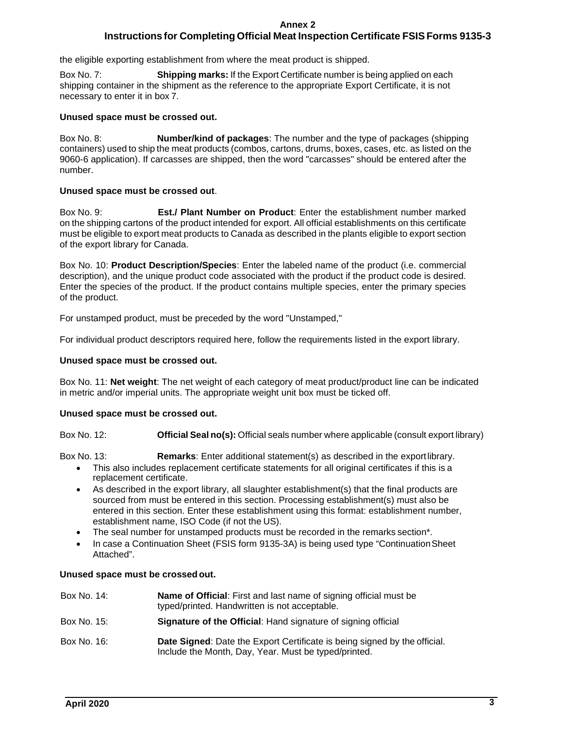the eligible exporting establishment from where the meat product is shipped.

Box No. 7: **Shipping marks:** If the Export Certificate number is being applied on each shipping container in the shipment as the reference to the appropriate Export Certificate, it is not necessary to enter it in box 7.

**Unused space must be crossed out.**

Box No. 8: **Number/kind of packages**: The number and the type of packages (shipping containers) used to ship the meat products (combos, cartons, drums, boxes, cases, etc. as listed on the 9060-6 application). If carcasses are shipped, then the word "carcasses" should be entered after the number.

**Unused space must be crossed out**.

Box No. 9: **Est./ Plant Number on Product**: Enter the establishment number marked on the shipping cartons of the product intended for export. All official establishments on this certificate must be eligible to export meat products to Canada as described in the plants eligible to export section of the export library for Canada.

Box No. 10: **Product Description/Species**: Enter the labeled name of the product (i.e. commercial description), and the unique product code associated with the product if the product code is desired. Enter the species of the product. If the product contains multiple species, enter the primary species of the product.

For unstamped product, must be preceded by the word "Unstamped,"

For individual product descriptors required here, follow the requirements listed in the export library.

**Unused space must be crossed out.**

Box No. 11: **Net weight**: The net weight of each category of meat product/product line can be indicated in metric and/or imperial units. The appropriate weight unit box must be ticked off.

**Unused space must be crossed out.**

Box No. 12: **Official Seal no(s):** Official seals number where applicable (consult export library)

Box No. 13: **Remarks**: Enter additional statement(s) as described in the export library.

- This also includes replacement certificate statements for all original certificates if this is a replacement certificate.
- As described in the export library, all slaughter establishment(s) that the final products are sourced from must be entered in this section. Processing establishment(s) must also be entered in this section. Enter these establishment using this format: establishment number, establishment name, ISO Code (if not the US).
- The seal number for unstamped products must be recorded in the remarks section*.
- In case a Continuation Sheet (FSIS form 9135-3A) is being used type "Continuation Sheet Attached".

**Unused space must be crossed out.**

Box No. 14: **Name of Official**: First and last name of signing official must be typed/printed. Handwritten is not acceptable.

Box No. 15: **Signature of the Official**: Hand signature of signing official

Box No. 16: **Date Signed**: Date the Export Certificate is being signed by the official. Include the Month, Day, Year. Must be typed/printed.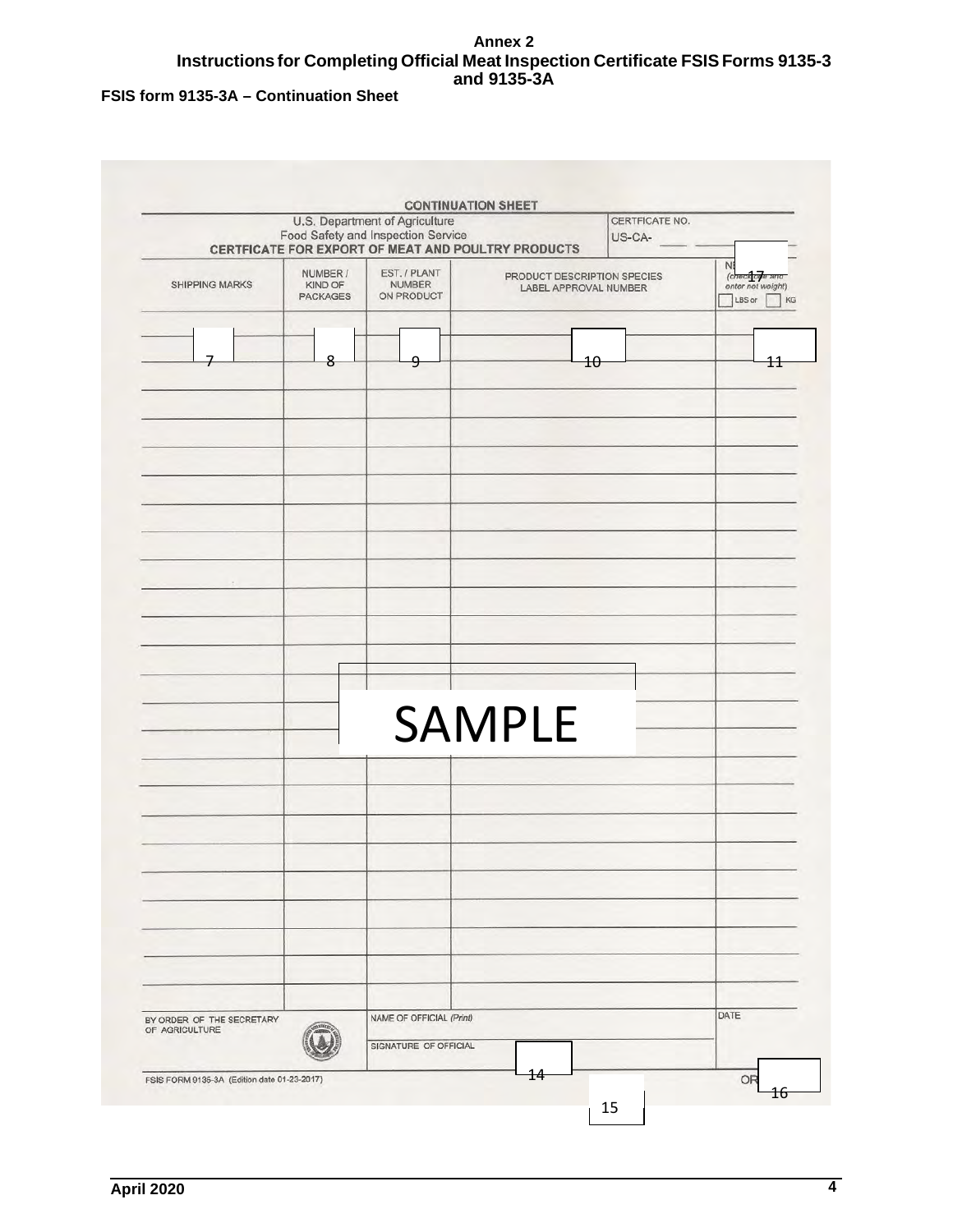**Annex 2**
**Instructions for Completing Official Meat Inspection Certificate FSIS Forms 9135-3 and 9135-3A**

**FSIS form 9135-3A – Continuation Sheet**

CONTINUATION SHEET

U.S. Department of Agriculture
Food Safety and Inspection Service
CERTFICATE FOR EXPORT OF MEAT AND POULTRY PRODUCTS

CERTFICATE NO.
US-CA-

| SHIPPING MARKS | NUMBER / KIND OF PACKAGES | EST. / PLANT NUMBER ON PRODUCT | PRODUCT DESCRIPTION SPECIES LABEL APPROVAL NUMBER | NE 17 (check one and enter net weight) LBS or KG |
|---|---|---|---|---|
| 7 | 8 | 9 | 10 | 11 |

SAMPLE

BY ORDER OF THE SECRETARY OF AGRICULTURE

NAME OF OFFICIAL (Print)

SIGNATURE OF OFFICIAL 14

DATE

OR 16

15

FSIS FORM 9135-3A (Edition date 01-23-2017)

April 2020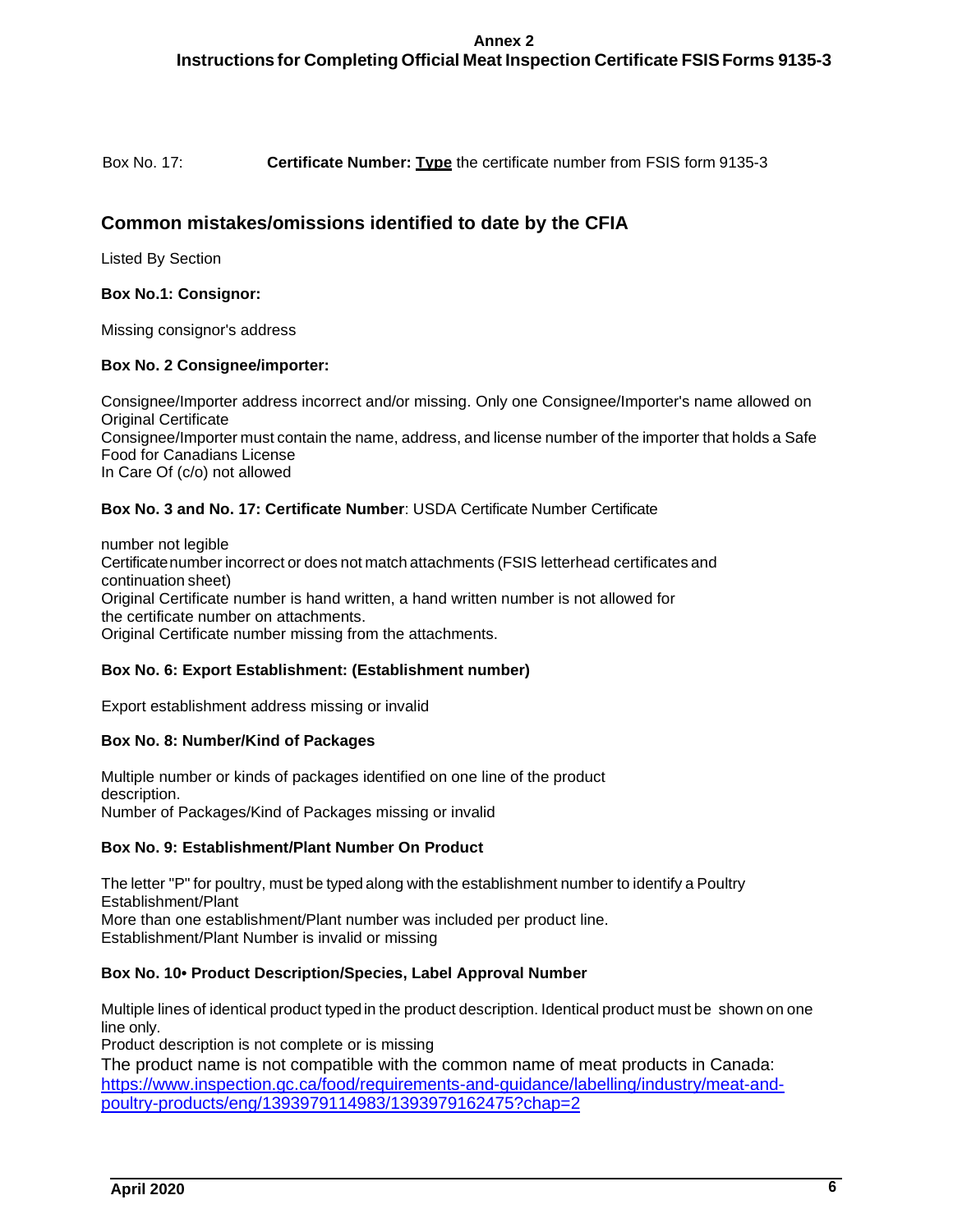Box No. 17: **Certificate Number: Type** the certificate number from FSIS form 9135-3

## Common mistakes/omissions identified to date by the CFIA

Listed By Section

**Box No.1: Consignor:**

Missing consignor's address

**Box No. 2 Consignee/importer:**

Consignee/Importer address incorrect and/or missing. Only one Consignee/Importer's name allowed on Original Certificate
Consignee/Importer must contain the name, address, and license number of the importer that holds a Safe Food for Canadians License
In Care Of (c/o) not allowed

**Box No. 3 and No. 17: Certificate Number**: USDA Certificate Number Certificate

number not legible
Certificate number incorrect or does not match attachments (FSIS letterhead certificates and continuation sheet)
Original Certificate number is hand written, a hand written number is not allowed for the certificate number on attachments.
Original Certificate number missing from the attachments.

**Box No. 6: Export Establishment: (Establishment number)**

Export establishment address missing or invalid

**Box No. 8: Number/Kind of Packages**

Multiple number or kinds of packages identified on one line of the product description.
Number of Packages/Kind of Packages missing or invalid

**Box No. 9: Establishment/Plant Number On Product**

The letter "P" for poultry, must be typed along with the establishment number to identify a Poultry Establishment/Plant
More than one establishment/Plant number was included per product line.
Establishment/Plant Number is invalid or missing

**Box No. 10• Product Description/Species, Label Approval Number**

Multiple lines of identical product typed in the product description. Identical product must be shown on one line only.
Product description is not complete or is missing
The product name is not compatible with the common name of meat products in Canada: https://www.inspection.gc.ca/food/requirements-and-guidance/labelling/industry/meat-and-poultry-products/eng/1393979114983/1393979162475?chap=2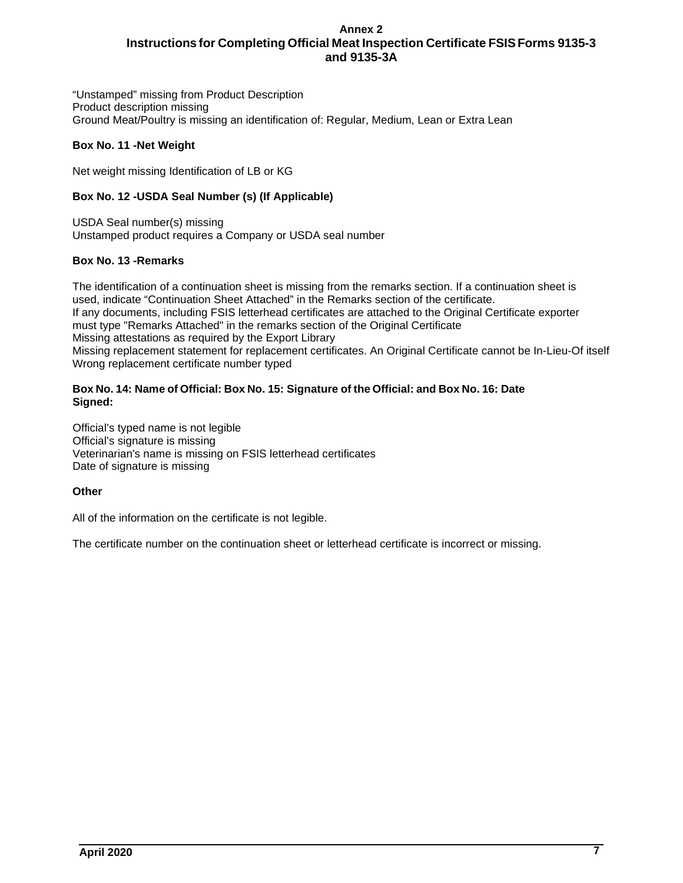"Unstamped" missing from Product Description
Product description missing
Ground Meat/Poultry is missing an identification of: Regular, Medium, Lean or Extra Lean

**Box No. 11 -Net Weight**

Net weight missing Identification of LB or KG

**Box No. 12 -USDA Seal Number (s) (If Applicable)**

USDA Seal number(s) missing
Unstamped product requires a Company or USDA seal number

**Box No. 13 -Remarks**

The identification of a continuation sheet is missing from the remarks section. If a continuation sheet is used, indicate "Continuation Sheet Attached" in the Remarks section of the certificate.
If any documents, including FSIS letterhead certificates are attached to the Original Certificate exporter must type "Remarks Attached" in the remarks section of the Original Certificate
Missing attestations as required by the Export Library
Missing replacement statement for replacement certificates. An Original Certificate cannot be In-Lieu-Of itself
Wrong replacement certificate number typed

**Box No. 14: Name of Official: Box No. 15: Signature of the Official: and Box No. 16: Date Signed:**

Official's typed name is not legible
Official's signature is missing
Veterinarian's name is missing on FSIS letterhead certificates
Date of signature is missing

**Other**

All of the information on the certificate is not legible.

The certificate number on the continuation sheet or letterhead certificate is incorrect or missing.